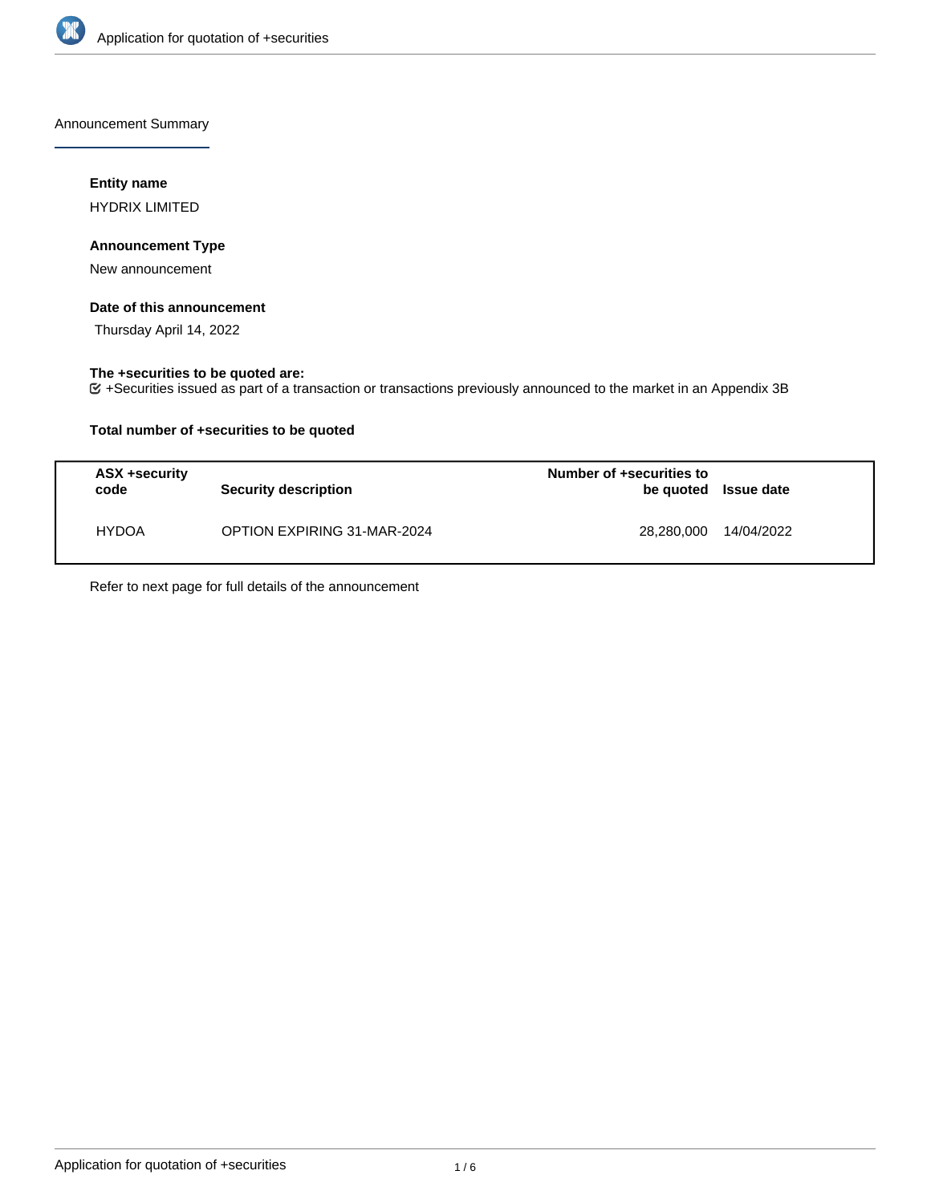# Announcement Summary

### Entity name

HYDRIX LIMITED

### Announcement Type

New announcement

### Date of this announcement

Thursday April 14, 2022

### The +securities to be quoted are:

+Securities issued as part of a transaction or transactions previously announced to the market in an Appendix 3B

### Total number of +securities to be quoted

| ASX +security code | Security description | Number of +securities to be quoted | Issue date |
|---|---|---|---|
| HYDOA | OPTION EXPIRING 31-MAR-2024 | 28,280,000 | 14/04/2022 |

Refer to next page for full details of the announcement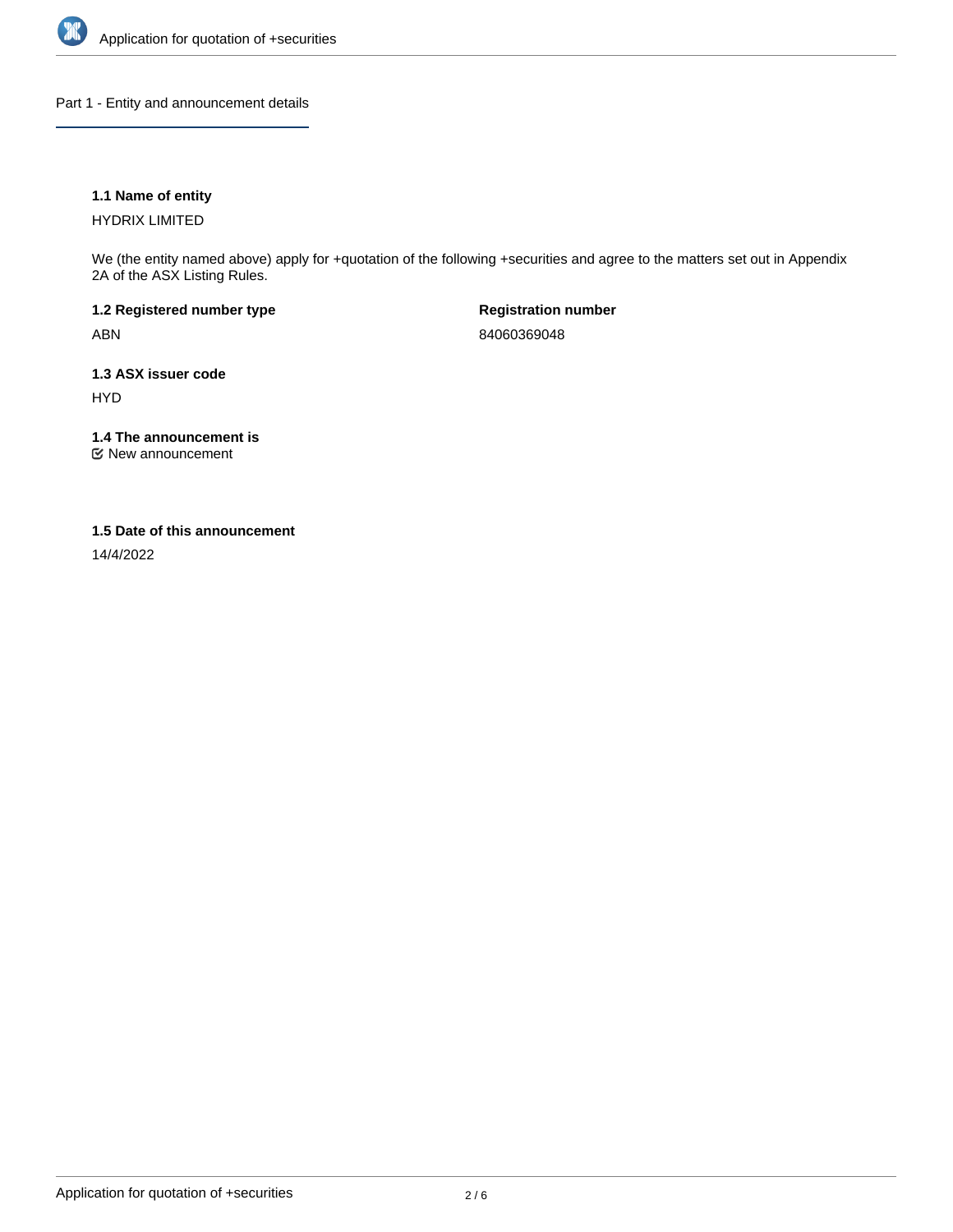## Part 1 - Entity and announcement details

**1.1 Name of entity**

HYDRIX LIMITED

We (the entity named above) apply for +quotation of the following +securities and agree to the matters set out in Appendix 2A of the ASX Listing Rules.

**1.2 Registered number type**

ABN

**Registration number**

84060369048

**1.3 ASX issuer code**

HYD

**1.4 The announcement is**

☑ New announcement

**1.5 Date of this announcement**

14/4/2022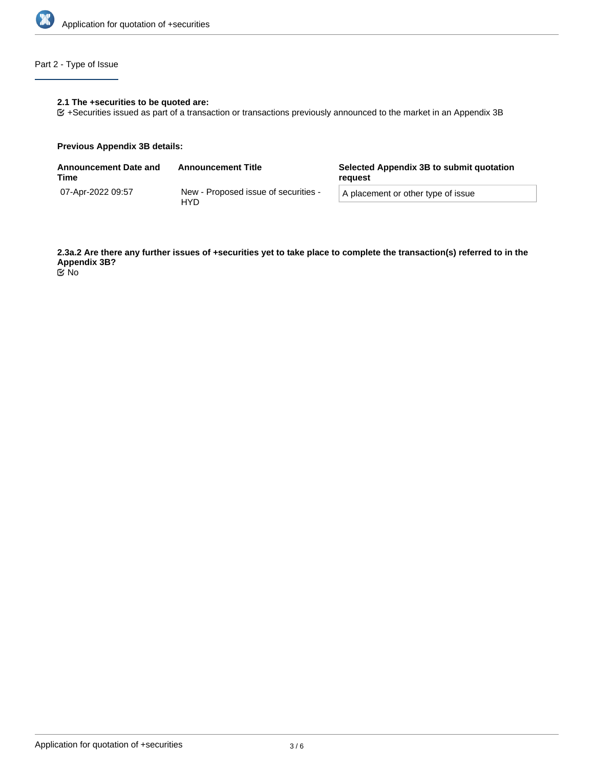## Part 2 - Type of Issue

**2.1 The +securities to be quoted are:**

☑ +Securities issued as part of a transaction or transactions previously announced to the market in an Appendix 3B

**Previous Appendix 3B details:**

| Announcement Date and Time | Announcement Title | Selected Appendix 3B to submit quotation request |
| --- | --- | --- |
| 07-Apr-2022 09:57 | New - Proposed issue of securities - HYD | A placement or other type of issue |

**2.3a.2 Are there any further issues of +securities yet to take place to complete the transaction(s) referred to in the Appendix 3B?**

☑ No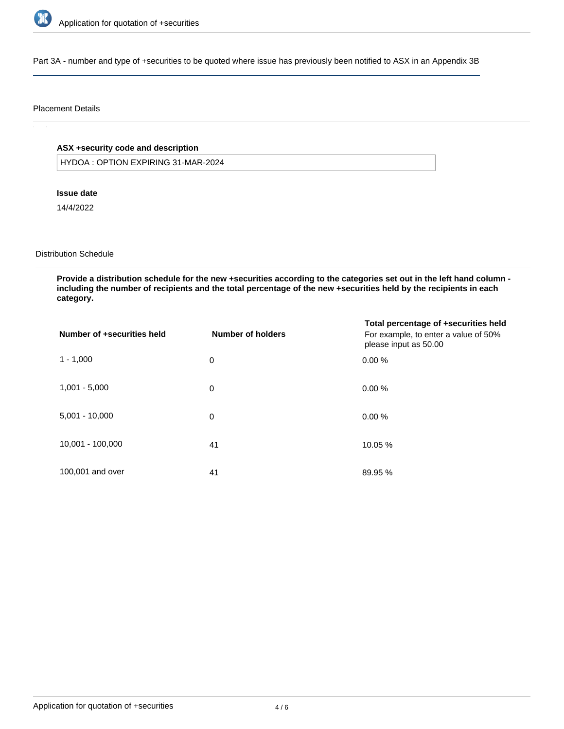Part 3A - number and type of +securities to be quoted where issue has previously been notified to ASX in an Appendix 3B

## Placement Details

**ASX +security code and description**

HYDOA : OPTION EXPIRING 31-MAR-2024

**Issue date**

14/4/2022

## Distribution Schedule

**Provide a distribution schedule for the new +securities according to the categories set out in the left hand column - including the number of recipients and the total percentage of the new +securities held by the recipients in each category.**

| Number of +securities held | Number of holders | Total percentage of +securities held For example, to enter a value of 50% please input as 50.00 |
|---|---|---|
| 1 - 1,000 | 0 | 0.00 % |
| 1,001 - 5,000 | 0 | 0.00 % |
| 5,001 - 10,000 | 0 | 0.00 % |
| 10,001 - 100,000 | 41 | 10.05 % |
| 100,001 and over | 41 | 89.95 % |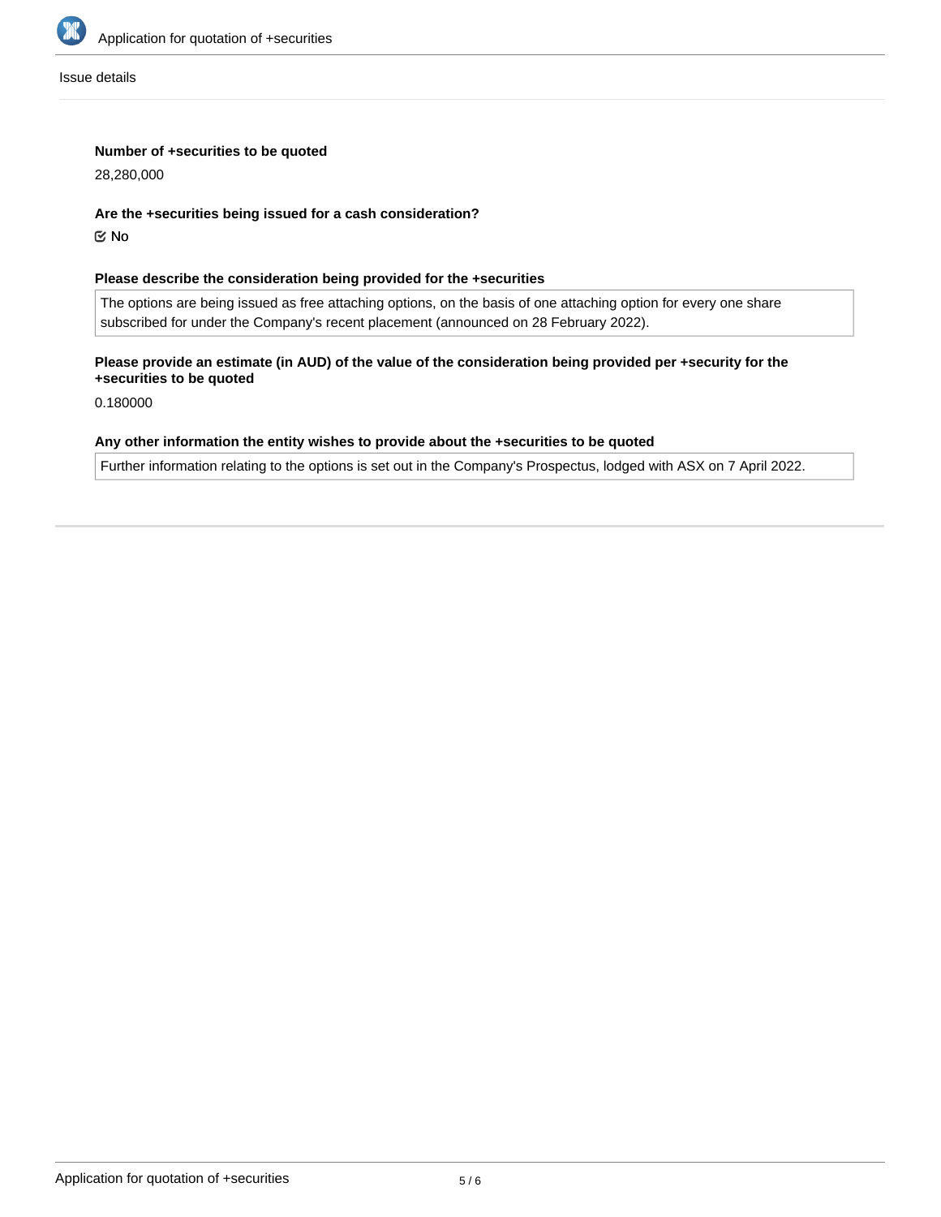Issue details

**Number of +securities to be quoted**

28,280,000

**Are the +securities being issued for a cash consideration?**

☑ No

**Please describe the consideration being provided for the +securities**

The options are being issued as free attaching options, on the basis of one attaching option for every one share subscribed for under the Company's recent placement (announced on 28 February 2022).

**Please provide an estimate (in AUD) of the value of the consideration being provided per +security for the +securities to be quoted**

0.180000

**Any other information the entity wishes to provide about the +securities to be quoted**

Further information relating to the options is set out in the Company's Prospectus, lodged with ASX on 7 April 2022.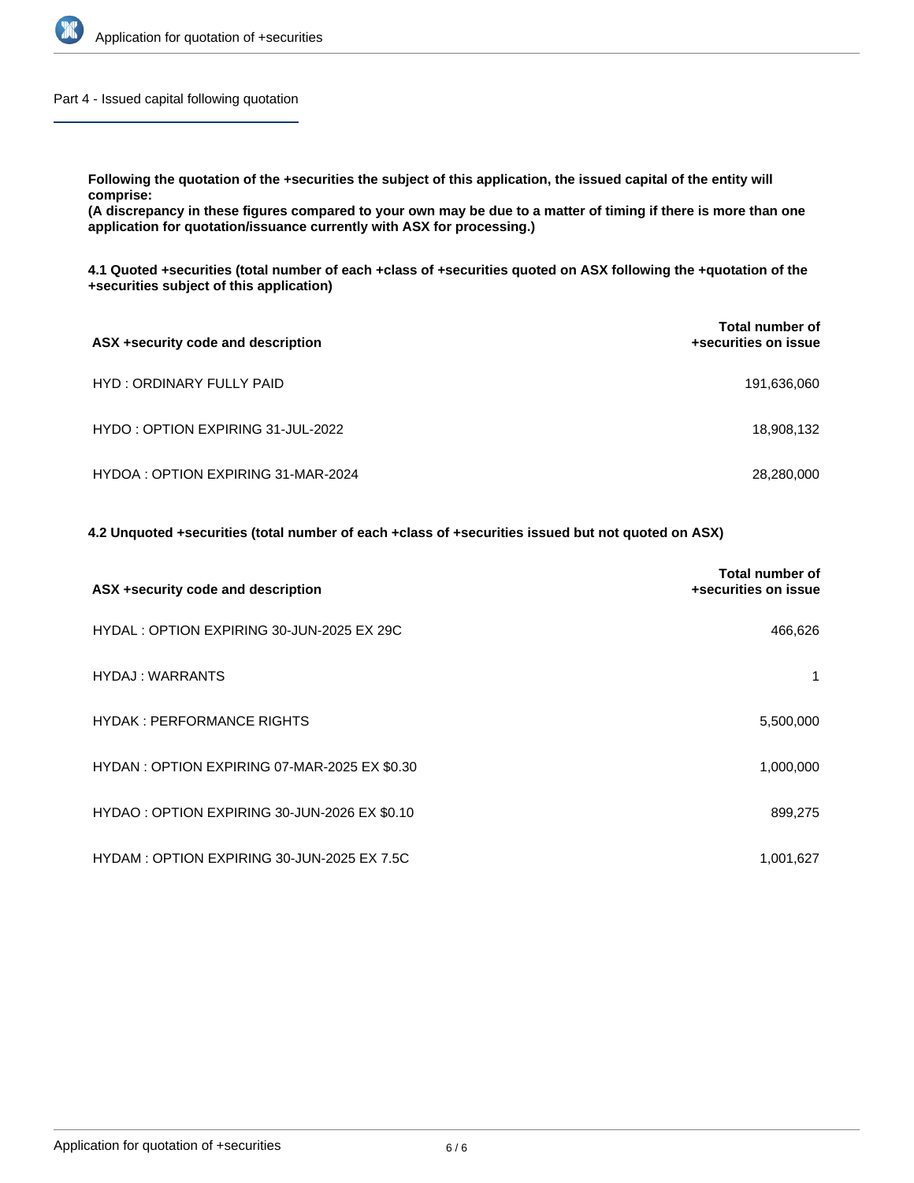Part 4 - Issued capital following quotation

**Following the quotation of the +securities the subject of this application, the issued capital of the entity will comprise:**
**(A discrepancy in these figures compared to your own may be due to a matter of timing if there is more than one application for quotation/issuance currently with ASX for processing.)**

**4.1 Quoted +securities (total number of each +class of +securities quoted on ASX following the +quotation of the +securities subject of this application)**

| ASX +security code and description | Total number of +securities on issue |
|---|---|
| HYD : ORDINARY FULLY PAID | 191,636,060 |
| HYDO : OPTION EXPIRING 31-JUL-2022 | 18,908,132 |
| HYDOA : OPTION EXPIRING 31-MAR-2024 | 28,280,000 |

**4.2 Unquoted +securities (total number of each +class of +securities issued but not quoted on ASX)**

| ASX +security code and description | Total number of +securities on issue |
|---|---|
| HYDAL : OPTION EXPIRING 30-JUN-2025 EX 29C | 466,626 |
| HYDAJ : WARRANTS | 1 |
| HYDAK : PERFORMANCE RIGHTS | 5,500,000 |
| HYDAN : OPTION EXPIRING 07-MAR-2025 EX $0.30 | 1,000,000 |
| HYDAO : OPTION EXPIRING 30-JUN-2026 EX $0.10 | 899,275 |
| HYDAM : OPTION EXPIRING 30-JUN-2025 EX 7.5C | 1,001,627 |